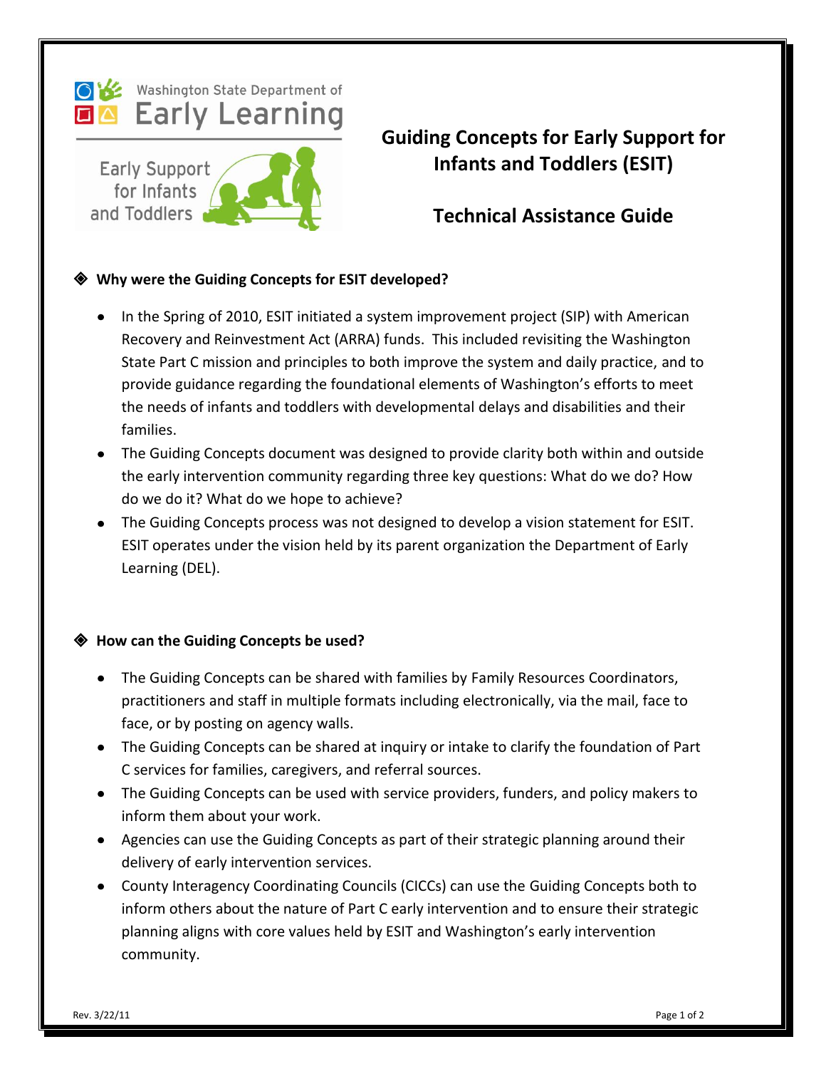Washington State Department of Early Learning

Early Support for Infants and Toddlers

# Guiding Concepts for Early Support for Infants and Toddlers (ESIT)

## Technical Assistance Guide

### ◈ Why were the Guiding Concepts for ESIT developed?

- In the Spring of 2010, ESIT initiated a system improvement project (SIP) with American Recovery and Reinvestment Act (ARRA) funds. This included revisiting the Washington State Part C mission and principles to both improve the system and daily practice, and to provide guidance regarding the foundational elements of Washington's efforts to meet the needs of infants and toddlers with developmental delays and disabilities and their families.
- The Guiding Concepts document was designed to provide clarity both within and outside the early intervention community regarding three key questions: What do we do? How do we do it? What do we hope to achieve?
- The Guiding Concepts process was not designed to develop a vision statement for ESIT. ESIT operates under the vision held by its parent organization the Department of Early Learning (DEL).

### ◈ How can the Guiding Concepts be used?

- The Guiding Concepts can be shared with families by Family Resources Coordinators, practitioners and staff in multiple formats including electronically, via the mail, face to face, or by posting on agency walls.
- The Guiding Concepts can be shared at inquiry or intake to clarify the foundation of Part C services for families, caregivers, and referral sources.
- The Guiding Concepts can be used with service providers, funders, and policy makers to inform them about your work.
- Agencies can use the Guiding Concepts as part of their strategic planning around their delivery of early intervention services.
- County Interagency Coordinating Councils (CICCs) can use the Guiding Concepts both to inform others about the nature of Part C early intervention and to ensure their strategic planning aligns with core values held by ESIT and Washington's early intervention community.

Rev. 3/22/11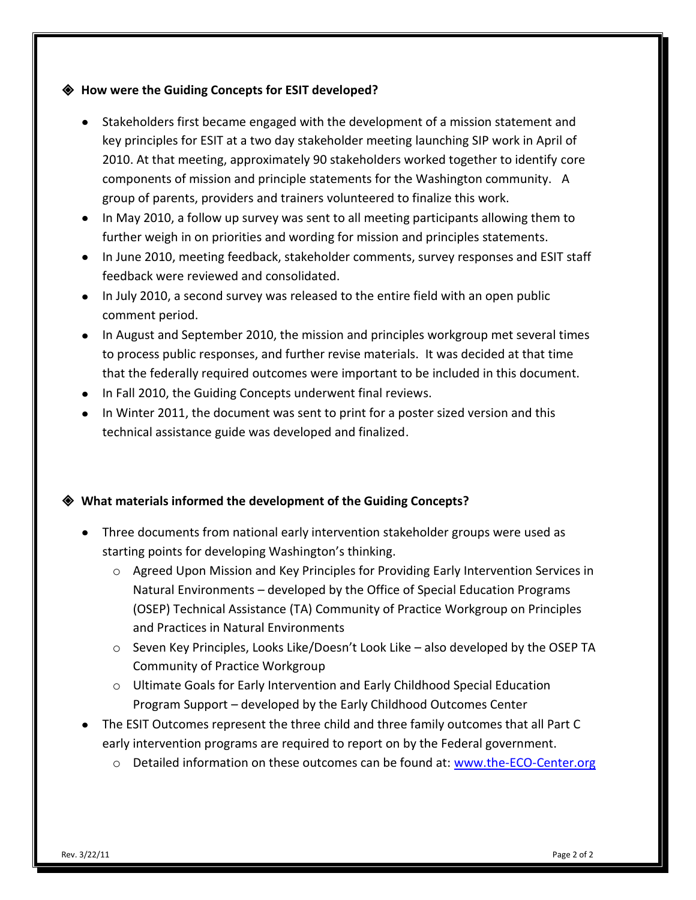## ◈ How were the Guiding Concepts for ESIT developed?

- Stakeholders first became engaged with the development of a mission statement and key principles for ESIT at a two day stakeholder meeting launching SIP work in April of 2010. At that meeting, approximately 90 stakeholders worked together to identify core components of mission and principle statements for the Washington community. A group of parents, providers and trainers volunteered to finalize this work.
- In May 2010, a follow up survey was sent to all meeting participants allowing them to further weigh in on priorities and wording for mission and principles statements.
- In June 2010, meeting feedback, stakeholder comments, survey responses and ESIT staff feedback were reviewed and consolidated.
- In July 2010, a second survey was released to the entire field with an open public comment period.
- In August and September 2010, the mission and principles workgroup met several times to process public responses, and further revise materials. It was decided at that time that the federally required outcomes were important to be included in this document.
- In Fall 2010, the Guiding Concepts underwent final reviews.
- In Winter 2011, the document was sent to print for a poster sized version and this technical assistance guide was developed and finalized.

## ◈ What materials informed the development of the Guiding Concepts?

- Three documents from national early intervention stakeholder groups were used as starting points for developing Washington's thinking.
  - Agreed Upon Mission and Key Principles for Providing Early Intervention Services in Natural Environments – developed by the Office of Special Education Programs (OSEP) Technical Assistance (TA) Community of Practice Workgroup on Principles and Practices in Natural Environments
  - Seven Key Principles, Looks Like/Doesn't Look Like – also developed by the OSEP TA Community of Practice Workgroup
  - Ultimate Goals for Early Intervention and Early Childhood Special Education Program Support – developed by the Early Childhood Outcomes Center
- The ESIT Outcomes represent the three child and three family outcomes that all Part C early intervention programs are required to report on by the Federal government.
  - Detailed information on these outcomes can be found at: www.the-ECO-Center.org

Rev. 3/22/11